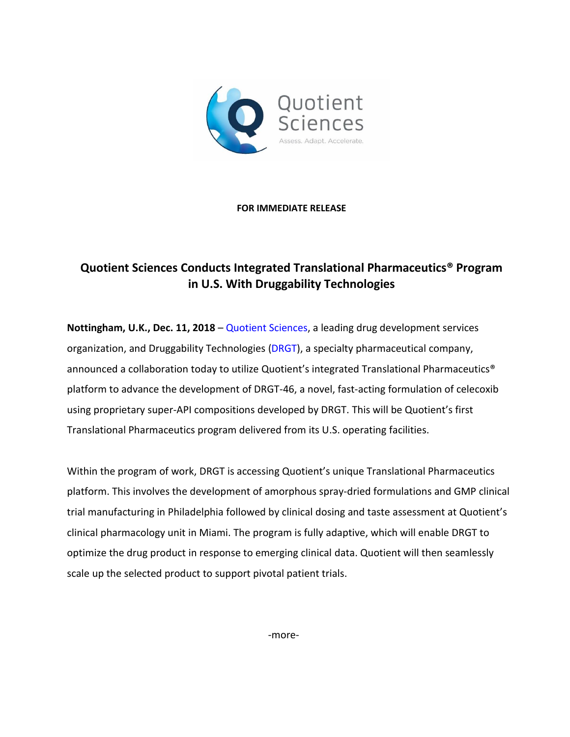**FOR IMMEDIATE RELEASE**

# Quotient Sciences Conducts Integrated Translational Pharmaceutics® Program in U.S. With Druggability Technologies

**Nottingham, U.K., Dec. 11, 2018** – Quotient Sciences, a leading drug development services organization, and Druggability Technologies (DRGT), a specialty pharmaceutical company, announced a collaboration today to utilize Quotient's integrated Translational Pharmaceutics® platform to advance the development of DRGT-46, a novel, fast-acting formulation of celecoxib using proprietary super-API compositions developed by DRGT. This will be Quotient's first Translational Pharmaceutics program delivered from its U.S. operating facilities.

Within the program of work, DRGT is accessing Quotient's unique Translational Pharmaceutics platform. This involves the development of amorphous spray-dried formulations and GMP clinical trial manufacturing in Philadelphia followed by clinical dosing and taste assessment at Quotient's clinical pharmacology unit in Miami. The program is fully adaptive, which will enable DRGT to optimize the drug product in response to emerging clinical data. Quotient will then seamlessly scale up the selected product to support pivotal patient trials.

-more-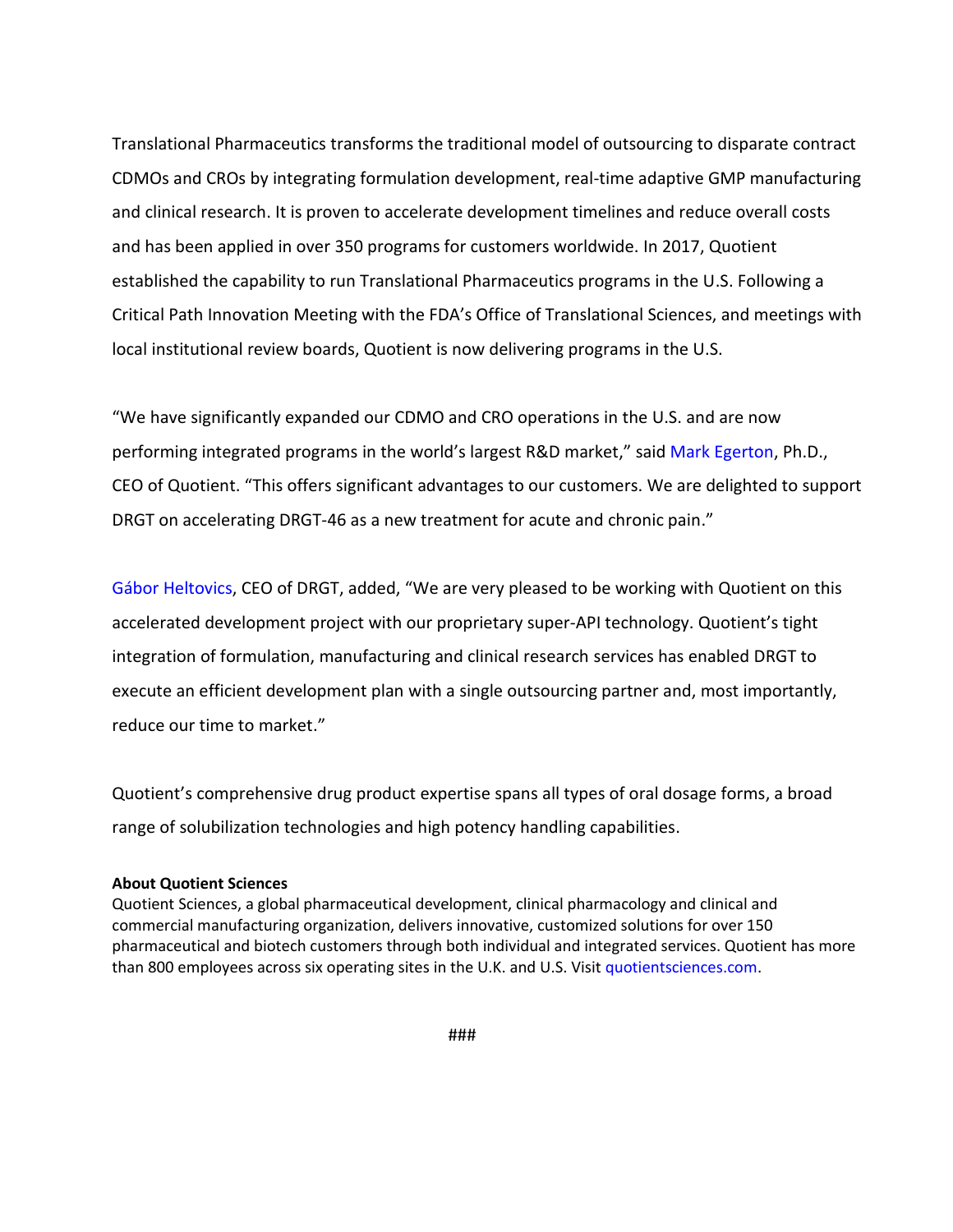Translational Pharmaceutics transforms the traditional model of outsourcing to disparate contract CDMOs and CROs by integrating formulation development, real-time adaptive GMP manufacturing and clinical research. It is proven to accelerate development timelines and reduce overall costs and has been applied in over 350 programs for customers worldwide. In 2017, Quotient established the capability to run Translational Pharmaceutics programs in the U.S. Following a Critical Path Innovation Meeting with the FDA's Office of Translational Sciences, and meetings with local institutional review boards, Quotient is now delivering programs in the U.S.

"We have significantly expanded our CDMO and CRO operations in the U.S. and are now performing integrated programs in the world's largest R&D market," said Mark Egerton, Ph.D., CEO of Quotient. "This offers significant advantages to our customers. We are delighted to support DRGT on accelerating DRGT-46 as a new treatment for acute and chronic pain."

Gábor Heltovics, CEO of DRGT, added, "We are very pleased to be working with Quotient on this accelerated development project with our proprietary super-API technology. Quotient's tight integration of formulation, manufacturing and clinical research services has enabled DRGT to execute an efficient development plan with a single outsourcing partner and, most importantly, reduce our time to market."

Quotient's comprehensive drug product expertise spans all types of oral dosage forms, a broad range of solubilization technologies and high potency handling capabilities.

**About Quotient Sciences**

Quotient Sciences, a global pharmaceutical development, clinical pharmacology and clinical and commercial manufacturing organization, delivers innovative, customized solutions for over 150 pharmaceutical and biotech customers through both individual and integrated services. Quotient has more than 800 employees across six operating sites in the U.K. and U.S. Visit quotientsciences.com.

###